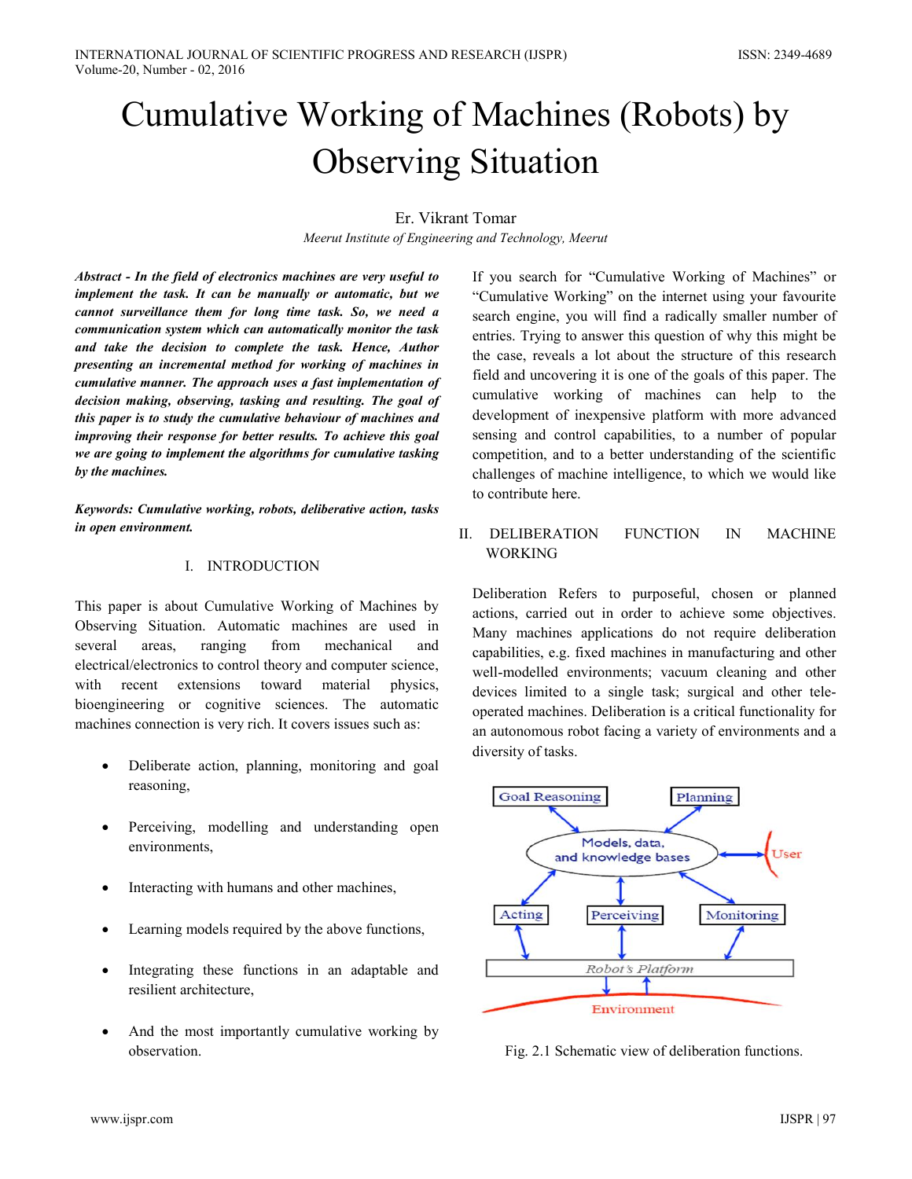# Cumulative Working of Machines (Robots) by Observing Situation

Er. Vikrant Tomar

*Meerut Institute of Engineering and Technology, Meerut*

***Abstract - In the field of electronics machines are very useful to implement the task. It can be manually or automatic, but we cannot surveillance them for long time task. So, we need a communication system which can automatically monitor the task and take the decision to complete the task. Hence, Author presenting an incremental method for working of machines in cumulative manner. The approach uses a fast implementation of decision making, observing, tasking and resulting. The goal of this paper is to study the cumulative behaviour of machines and improving their response for better results. To achieve this goal we are going to implement the algorithms for cumulative tasking by the machines.***

***Keywords: Cumulative working, robots, deliberative action, tasks in open environment.***

## I. INTRODUCTION

This paper is about Cumulative Working of Machines by Observing Situation. Automatic machines are used in several areas, ranging from mechanical and electrical/electronics to control theory and computer science, with recent extensions toward material physics, bioengineering or cognitive sciences. The automatic machines connection is very rich. It covers issues such as:

- Deliberate action, planning, monitoring and goal reasoning,
- Perceiving, modelling and understanding open environments,
- Interacting with humans and other machines,
- Learning models required by the above functions,
- Integrating these functions in an adaptable and resilient architecture,
- And the most importantly cumulative working by observation.

If you search for "Cumulative Working of Machines" or "Cumulative Working" on the internet using your favourite search engine, you will find a radically smaller number of entries. Trying to answer this question of why this might be the case, reveals a lot about the structure of this research field and uncovering it is one of the goals of this paper. The cumulative working of machines can help to the development of inexpensive platform with more advanced sensing and control capabilities, to a number of popular competition, and to a better understanding of the scientific challenges of machine intelligence, to which we would like to contribute here.

## II. DELIBERATION FUNCTION IN MACHINE WORKING

Deliberation Refers to purposeful, chosen or planned actions, carried out in order to achieve some objectives. Many machines applications do not require deliberation capabilities, e.g. fixed machines in manufacturing and other well-modelled environments; vacuum cleaning and other devices limited to a single task; surgical and other tele-operated machines. Deliberation is a critical functionality for an autonomous robot facing a variety of environments and a diversity of tasks.

Fig. 2.1 Schematic view of deliberation functions.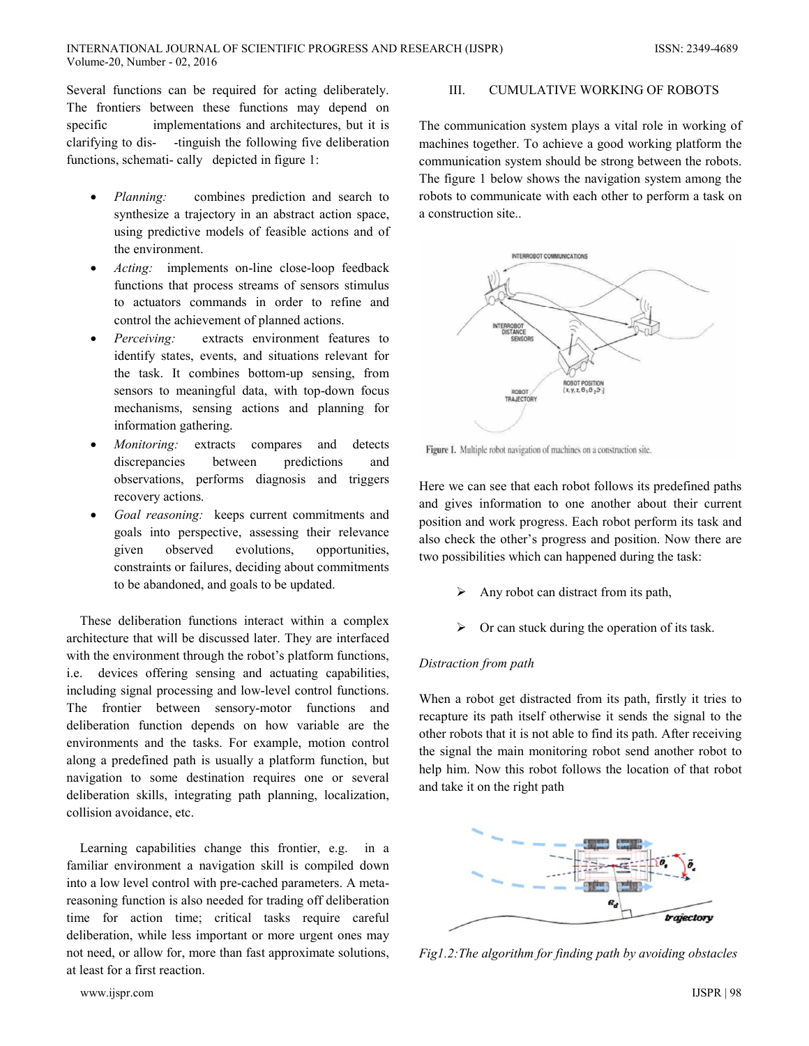Several functions can be required for acting deliberately. The frontiers between these functions may depend on specific implementations and architectures, but it is clarifying to dis- -tinguish the following five deliberation functions, schemati- cally depicted in figure 1:

- *Planning:* combines prediction and search to synthesize a trajectory in an abstract action space, using predictive models of feasible actions and of the environment.
- *Acting:* implements on-line close-loop feedback functions that process streams of sensors stimulus to actuators commands in order to refine and control the achievement of planned actions.
- *Perceiving:* extracts environment features to identify states, events, and situations relevant for the task. It combines bottom-up sensing, from sensors to meaningful data, with top-down focus mechanisms, sensing actions and planning for information gathering.
- *Monitoring:* extracts compares and detects discrepancies between predictions and observations, performs diagnosis and triggers recovery actions.
- *Goal reasoning:* keeps current commitments and goals into perspective, assessing their relevance given observed evolutions, opportunities, constraints or failures, deciding about commitments to be abandoned, and goals to be updated.

These deliberation functions interact within a complex architecture that will be discussed later. They are interfaced with the environment through the robot's platform functions, i.e. devices offering sensing and actuating capabilities, including signal processing and low-level control functions. The frontier between sensory-motor functions and deliberation function depends on how variable are the environments and the tasks. For example, motion control along a predefined path is usually a platform function, but navigation to some destination requires one or several deliberation skills, integrating path planning, localization, collision avoidance, etc.

Learning capabilities change this frontier, e.g. in a familiar environment a navigation skill is compiled down into a low level control with pre-cached parameters. A meta-reasoning function is also needed for trading off deliberation time for action time; critical tasks require careful deliberation, while less important or more urgent ones may not need, or allow for, more than fast approximate solutions, at least for a first reaction.

## III. CUMULATIVE WORKING OF ROBOTS

The communication system plays a vital role in working of machines together. To achieve a good working platform the communication system should be strong between the robots. The figure 1 below shows the navigation system among the robots to communicate with each other to perform a task on a construction site..

**Figure 1.** Multiple robot navigation of machines on a construction site.

Here we can see that each robot follows its predefined paths and gives information to one another about their current position and work progress. Each robot perform its task and also check the other's progress and position. Now there are two possibilities which can happened during the task:

- Any robot can distract from its path,
- Or can stuck during the operation of its task.

*Distraction from path*

When a robot get distracted from its path, firstly it tries to recapture its path itself otherwise it sends the signal to the other robots that it is not able to find its path. After receiving the signal the main monitoring robot send another robot to help him. Now this robot follows the location of that robot and take it on the right path

*Fig1.2:The algorithm for finding path by avoiding obstacles*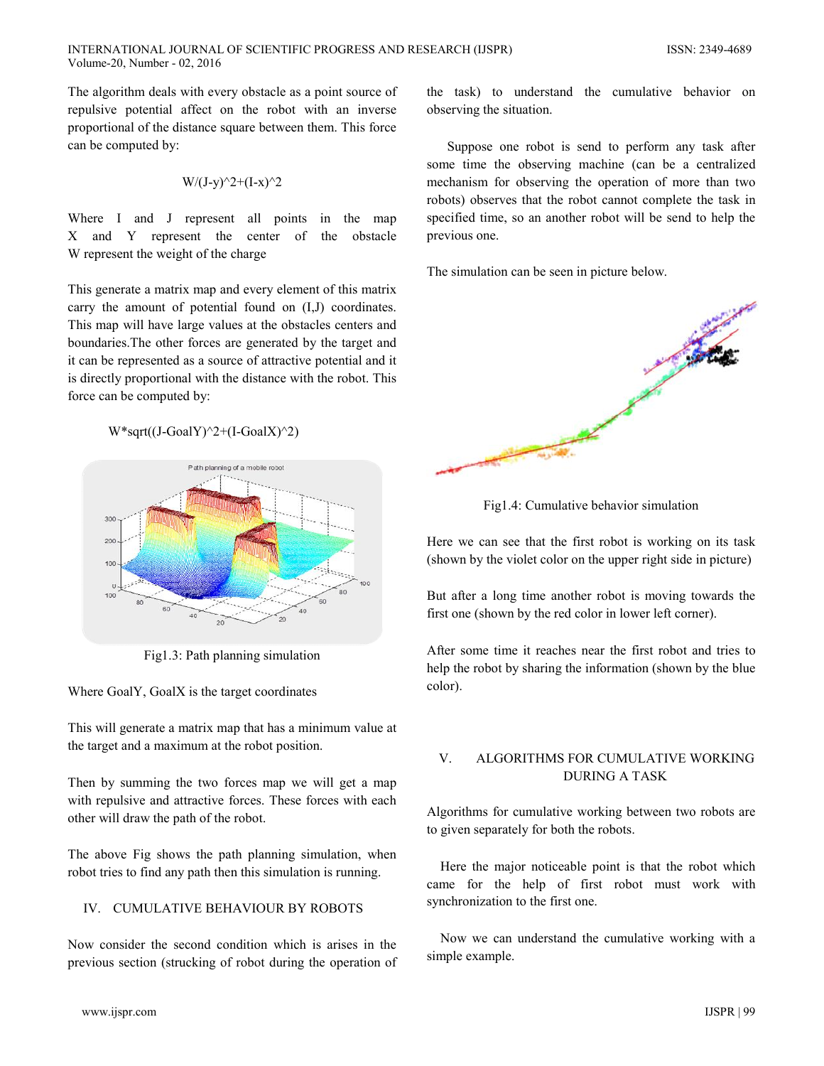The algorithm deals with every obstacle as a point source of repulsive potential affect on the robot with an inverse proportional of the distance square between them. This force can be computed by:

$$W/(J-y)^2+(I-x)^2$$

Where I and J represent all points in the map
X and Y represent the center of the obstacle
W represent the weight of the charge

This generate a matrix map and every element of this matrix carry the amount of potential found on (I,J) coordinates. This map will have large values at the obstacles centers and boundaries.The other forces are generated by the target and it can be represented as a source of attractive potential and it is directly proportional with the distance with the robot. This force can be computed by:

$$W*\text{sqrt}((J-GoalY)^2+(I-GoalX)^2)$$

Fig1.3: Path planning simulation

Where GoalY, GoalX is the target coordinates

This will generate a matrix map that has a minimum value at the target and a maximum at the robot position.

Then by summing the two forces map we will get a map with repulsive and attractive forces. These forces with each other will draw the path of the robot.

The above Fig shows the path planning simulation, when robot tries to find any path then this simulation is running.

## IV. CUMULATIVE BEHAVIOUR BY ROBOTS

Now consider the second condition which is arises in the previous section (strucking of robot during the operation of the task) to understand the cumulative behavior on observing the situation.

Suppose one robot is send to perform any task after some time the observing machine (can be a centralized mechanism for observing the operation of more than two robots) observes that the robot cannot complete the task in specified time, so an another robot will be send to help the previous one.

The simulation can be seen in picture below.

Fig1.4: Cumulative behavior simulation

Here we can see that the first robot is working on its task (shown by the violet color on the upper right side in picture)

But after a long time another robot is moving towards the first one (shown by the red color in lower left corner).

After some time it reaches near the first robot and tries to help the robot by sharing the information (shown by the blue color).

## V. ALGORITHMS FOR CUMULATIVE WORKING DURING A TASK

Algorithms for cumulative working between two robots are to given separately for both the robots.

Here the major noticeable point is that the robot which came for the help of first robot must work with synchronization to the first one.

Now we can understand the cumulative working with a simple example.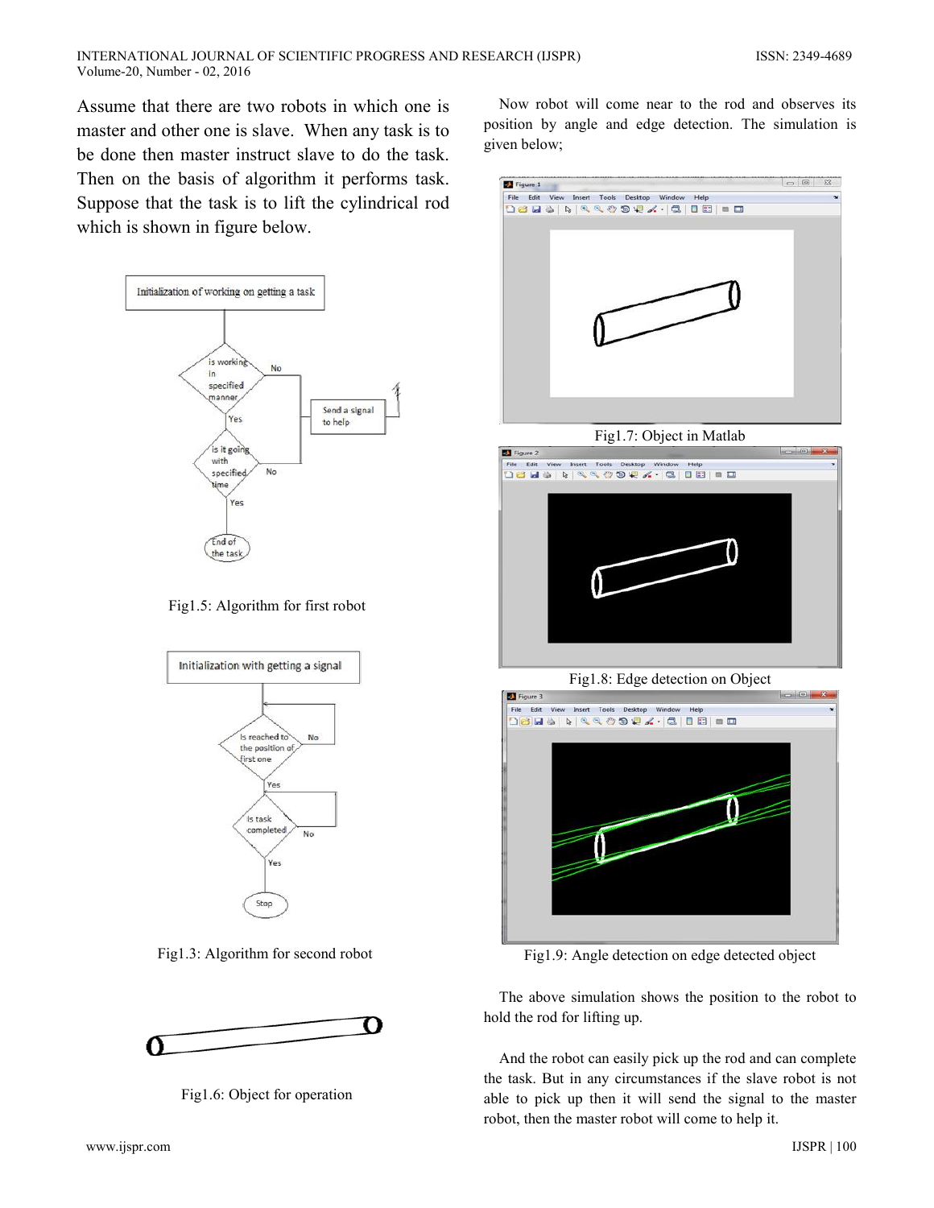Assume that there are two robots in which one is master and other one is slave. When any task is to be done then master instruct slave to do the task. Then on the basis of algorithm it performs task. Suppose that the task is to lift the cylindrical rod which is shown in figure below.

Fig1.5: Algorithm for first robot

Fig1.3: Algorithm for second robot

Fig1.6: Object for operation

Now robot will come near to the rod and observes its position by angle and edge detection. The simulation is given below;

Fig1.7: Object in Matlab

Fig1.8: Edge detection on Object

Fig1.9: Angle detection on edge detected object

The above simulation shows the position to the robot to hold the rod for lifting up.

And the robot can easily pick up the rod and can complete the task. But in any circumstances if the slave robot is not able to pick up then it will send the signal to the master robot, then the master robot will come to help it.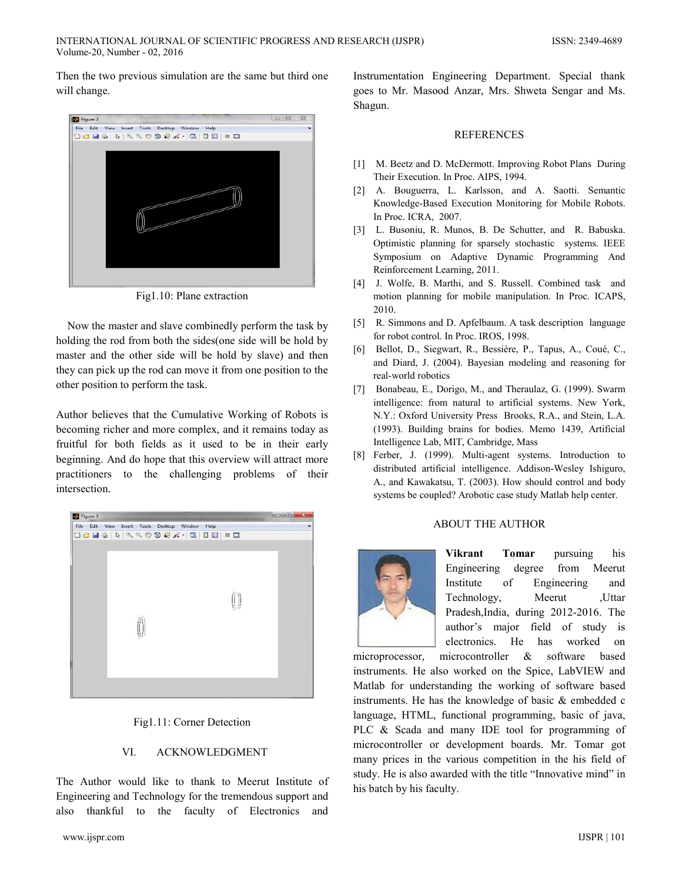Then the two previous simulation are the same but third one will change.

Fig1.10: Plane extraction

Now the master and slave combinedly perform the task by holding the rod from both the sides(one side will be hold by master and the other side will be hold by slave) and then they can pick up the rod can move it from one position to the other position to perform the task.

Author believes that the Cumulative Working of Robots is becoming richer and more complex, and it remains today as fruitful for both fields as it used to be in their early beginning. And do hope that this overview will attract more practitioners to the challenging problems of their intersection.

Fig1.11: Corner Detection

## VI. ACKNOWLEDGMENT

The Author would like to thank to Meerut Institute of Engineering and Technology for the tremendous support and also thankful to the faculty of Electronics and Instrumentation Engineering Department. Special thank goes to Mr. Masood Anzar, Mrs. Shweta Sengar and Ms. Shagun.

## REFERENCES

[1] M. Beetz and D. McDermott. Improving Robot Plans During Their Execution. In Proc. AIPS, 1994.

[2] A. Bouguerra, L. Karlsson, and A. Saotti. Semantic Knowledge-Based Execution Monitoring for Mobile Robots. In Proc. ICRA, 2007.

[3] L. Busoniu, R. Munos, B. De Schutter, and R. Babuska. Optimistic planning for sparsely stochastic systems. IEEE Symposium on Adaptive Dynamic Programming And Reinforcement Learning, 2011.

[4] J. Wolfe, B. Marthi, and S. Russell. Combined task and motion planning for mobile manipulation. In Proc. ICAPS, 2010.

[5] R. Simmons and D. Apfelbaum. A task description language for robot control. In Proc. IROS, 1998.

[6] Bellot, D., Siegwart, R., Bessière, P., Tapus, A., Coué, C., and Diard, J. (2004). Bayesian modeling and reasoning for real-world robotics

[7] Bonabeau, E., Dorigo, M., and Theraulaz, G. (1999). Swarm intelligence: from natural to artificial systems. New York, N.Y.: Oxford University Press Brooks, R.A., and Stein, L.A. (1993). Building brains for bodies. Memo 1439, Artificial Intelligence Lab, MIT, Cambridge, Mass

[8] Ferber, J. (1999). Multi-agent systems. Introduction to distributed artificial intelligence. Addison-Wesley Ishiguro, A., and Kawakatsu, T. (2003). How should control and body systems be coupled? Arobotic case study Matlab help center.

## ABOUT THE AUTHOR

**Vikrant Tomar** pursuing his Engineering degree from Meerut Institute of Engineering and Technology, Meerut ,Uttar Pradesh,India, during 2012-2016. The author's major field of study is electronics. He has worked on microprocessor, microcontroller & software based instruments. He also worked on the Spice, LabVIEW and Matlab for understanding the working of software based instruments. He has the knowledge of basic & embedded c language, HTML, functional programming, basic of java, PLC & Scada and many IDE tool for programming of microcontroller or development boards. Mr. Tomar got many prices in the various competition in the his field of study. He is also awarded with the title "Innovative mind" in his batch by his faculty.